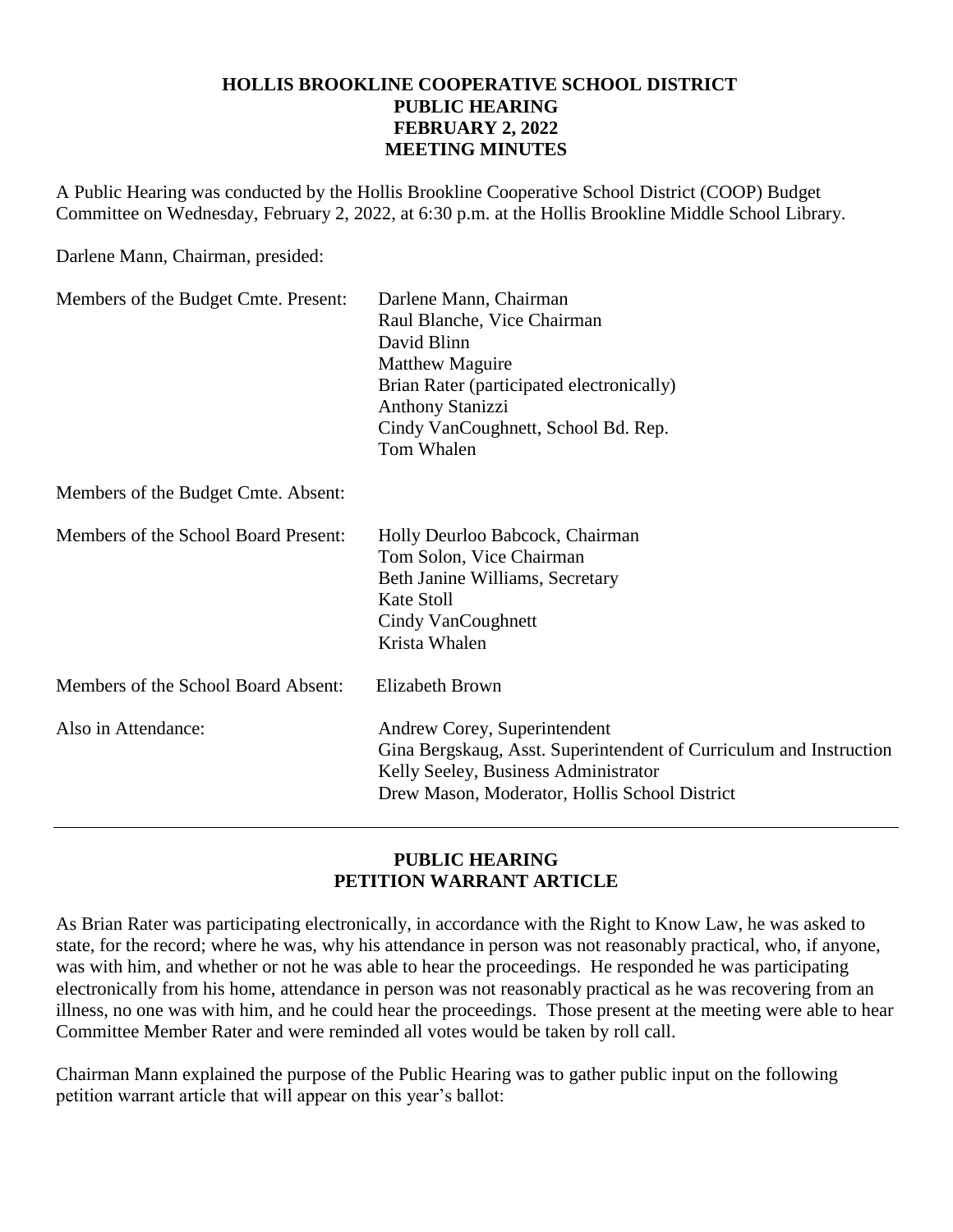# HOLLIS BROOKLINE COOPERATIVE SCHOOL DISTRICT
## PUBLIC HEARING
## FEBRUARY 2, 2022
## MEETING MINUTES

A Public Hearing was conducted by the Hollis Brookline Cooperative School District (COOP) Budget Committee on Wednesday, February 2, 2022, at 6:30 p.m. at the Hollis Brookline Middle School Library.

Darlene Mann, Chairman, presided:

Members of the Budget Cmte. Present:
- Darlene Mann, Chairman
- Raul Blanche, Vice Chairman
- David Blinn
- Matthew Maguire
- Brian Rater (participated electronically)
- Anthony Stanizzi
- Cindy VanCoughnett, School Bd. Rep.
- Tom Whalen

Members of the Budget Cmte. Absent:

Members of the School Board Present:
- Holly Deurloo Babcock, Chairman
- Tom Solon, Vice Chairman
- Beth Janine Williams, Secretary
- Kate Stoll
- Cindy VanCoughnett
- Krista Whalen

Members of the School Board Absent: Elizabeth Brown

Also in Attendance:
- Andrew Corey, Superintendent
- Gina Bergskaug, Asst. Superintendent of Curriculum and Instruction
- Kelly Seeley, Business Administrator
- Drew Mason, Moderator, Hollis School District

---

## PUBLIC HEARING
## PETITION WARRANT ARTICLE

As Brian Rater was participating electronically, in accordance with the Right to Know Law, he was asked to state, for the record; where he was, why his attendance in person was not reasonably practical, who, if anyone, was with him, and whether or not he was able to hear the proceedings. He responded he was participating electronically from his home, attendance in person was not reasonably practical as he was recovering from an illness, no one was with him, and he could hear the proceedings. Those present at the meeting were able to hear Committee Member Rater and were reminded all votes would be taken by roll call.

Chairman Mann explained the purpose of the Public Hearing was to gather public input on the following petition warrant article that will appear on this year's ballot: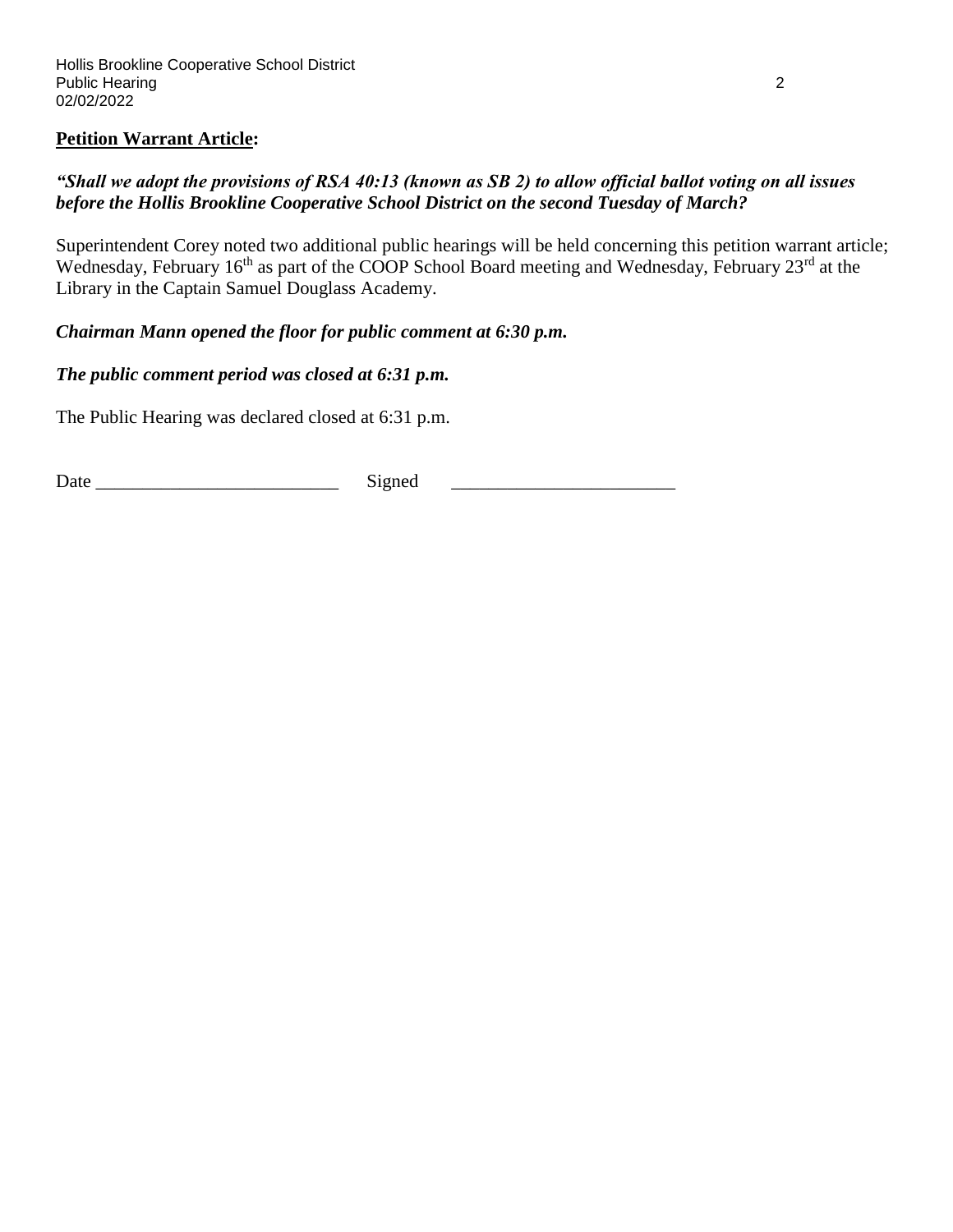**<u>Petition Warrant Article</u>:**

***"Shall we adopt the provisions of RSA 40:13 (known as SB 2) to allow official ballot voting on all issues before the Hollis Brookline Cooperative School District on the second Tuesday of March?***

Superintendent Corey noted two additional public hearings will be held concerning this petition warrant article; Wednesday, February 16th as part of the COOP School Board meeting and Wednesday, February 23rd at the Library in the Captain Samuel Douglass Academy.

***Chairman Mann opened the floor for public comment at 6:30 p.m.***

***The public comment period was closed at 6:31 p.m.***

The Public Hearing was declared closed at 6:31 p.m.

Date __________________________ Signed ________________________